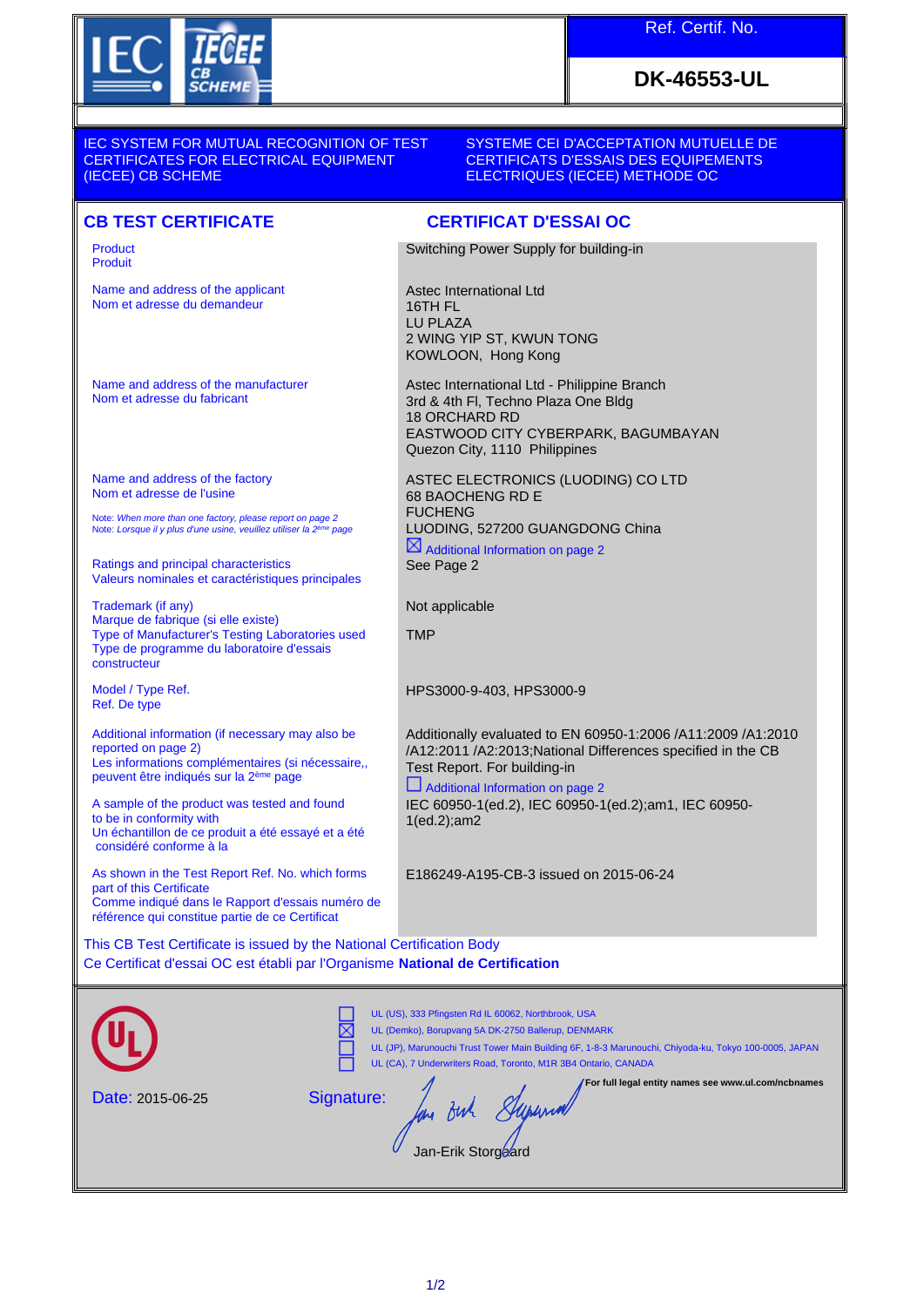IEC | IECEE CB SCHEME

**Ref. Certif. No.**

**DK-46553-UL**

IEC SYSTEM FOR MUTUAL RECOGNITION OF TEST CERTIFICATES FOR ELECTRICAL EQUIPMENT (IECEE) CB SCHEME

SYSTEME CEI D'ACCEPTATION MUTUELLE DE CERTIFICATS D'ESSAIS DES EQUIPEMENTS ELECTRIQUES (IECEE) METHODE OC

## CB TEST CERTIFICATE

## CERTIFICAT D'ESSAI OC

| | |
|---|---|
| Product<br>Produit | Switching Power Supply for building-in |
| Name and address of the applicant<br>Nom et adresse du demandeur | Astec International Ltd<br>16TH FL<br>LU PLAZA<br>2 WING YIP ST, KWUN TONG<br>KOWLOON, Hong Kong |
| Name and address of the manufacturer<br>Nom et adresse du fabricant | Astec International Ltd - Philippine Branch<br>3rd & 4th Fl, Techno Plaza One Bldg<br>18 ORCHARD RD<br>EASTWOOD CITY CYBERPARK, BAGUMBAYAN<br>Quezon City, 1110 Philippines |
| Name and address of the factory<br>Nom et adresse de l'usine<br>*Note: When more than one factory, please report on page 2*<br>*Note: Lorsque il y plus d'une usine, veuillez utiliser la 2ème page* | ASTEC ELECTRONICS (LUODING) CO LTD<br>68 BAOCHENG RD E<br>FUCHENG<br>LUODING, 527200 GUANGDONG China<br>☒ Additional Information on page 2 |
| Ratings and principal characteristics<br>Valeurs nominales et caractéristiques principales | See Page 2 |
| Trademark (if any)<br>Marque de fabrique (si elle existe) | Not applicable |
| Type of Manufacturer's Testing Laboratories used<br>Type de programme du laboratoire d'essais constructeur | TMP |
| Model / Type Ref.<br>Ref. De type | HPS3000-9-403, HPS3000-9 |
| Additional information (if necessary may also be reported on page 2)<br>Les informations complémentaires (si nécessaire,, peuvent être indiqués sur la 2ème page | Additionally evaluated to EN 60950-1:2006 /A11:2009 /A1:2010 /A12:2011 /A2:2013;National Differences specified in the CB Test Report. For building-in<br>☐ Additional Information on page 2 |
| A sample of the product was tested and found to be in conformity with<br>Un échantillon de ce produit a été essayé et a été considéré conforme à la | IEC 60950-1(ed.2), IEC 60950-1(ed.2);am1, IEC 60950-1(ed.2);am2 |
| As shown in the Test Report Ref. No. which forms part of this Certificate<br>Comme indiqué dans le Rapport d'essais numéro de référence qui constitue partie de ce Certificat | E186249-A195-CB-3 issued on 2015-06-24 |

This CB Test Certificate is issued by the National Certification Body
Ce Certificat d'essai OC est établi par l'Organisme **National de Certification**

- ☐ UL (US), 333 Pfingsten Rd IL 60062, Northbrook, USA
- ☒ UL (Demko), Borupvang 5A DK-2750 Ballerup, DENMARK
- ☐ UL (JP), Marunouchi Trust Tower Main Building 6F, 1-8-3 Marunouchi, Chiyoda-ku, Tokyo 100-0005, JAPAN
- ☐ UL (CA), 7 Underwriters Road, Toronto, M1R 3B4 Ontario, CANADA

**For full legal entity names see www.ul.com/ncbnames**

Date: 2015-06-25

Signature:

Jan-Erik Storgaard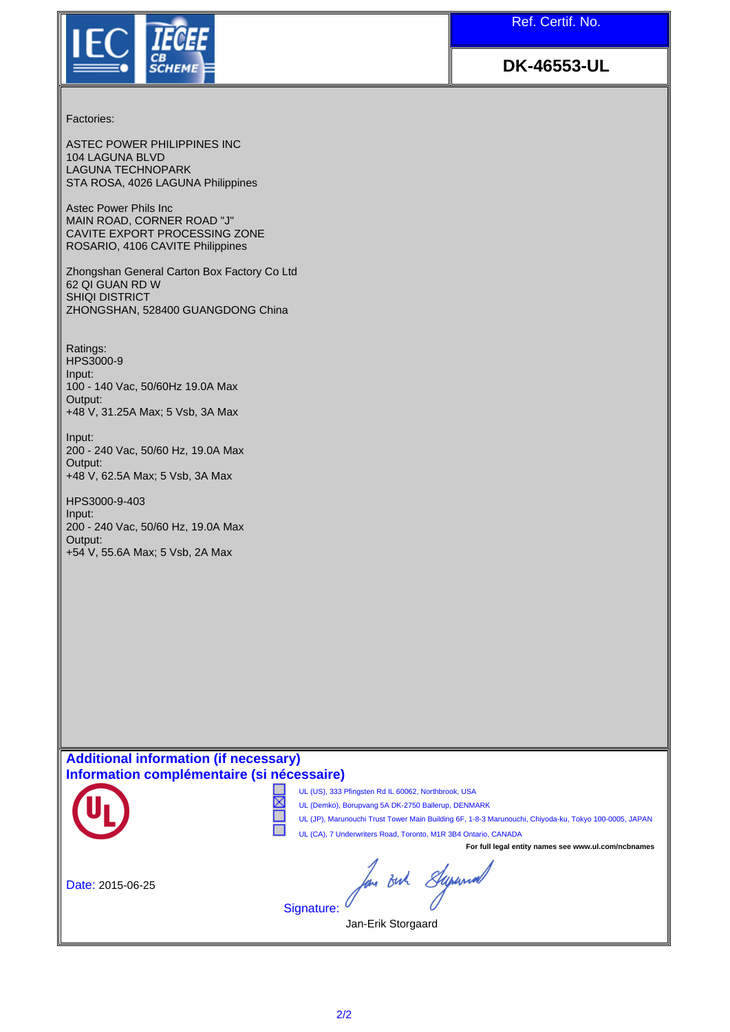Ref. Certif. No.

**DK-46553-UL**

Factories:

ASTEC POWER PHILIPPINES INC
104 LAGUNA BLVD
LAGUNA TECHNOPARK
STA ROSA, 4026 LAGUNA Philippines

Astec Power Phils Inc
MAIN ROAD, CORNER ROAD "J"
CAVITE EXPORT PROCESSING ZONE
ROSARIO, 4106 CAVITE Philippines

Zhongshan General Carton Box Factory Co Ltd
62 QI GUAN RD W
SHIQI DISTRICT
ZHONGSHAN, 528400 GUANGDONG China

Ratings:
HPS3000-9
Input:
100 - 140 Vac, 50/60Hz 19.0A Max
Output:
+48 V, 31.25A Max; 5 Vsb, 3A Max

Input:
200 - 240 Vac, 50/60 Hz, 19.0A Max
Output:
+48 V, 62.5A Max; 5 Vsb, 3A Max

HPS3000-9-403
Input:
200 - 240 Vac, 50/60 Hz, 19.0A Max
Output:
+54 V, 55.6A Max; 5 Vsb, 2A Max

**Additional information (if necessary)**
**Information complémentaire (si nécessaire)**

- ☐ UL (US), 333 Pfingsten Rd IL 60062, Northbrook, USA
- ☒ UL (Demko), Borupvang 5A DK-2750 Ballerup, DENMARK
- ☐ UL (JP), Marunouchi Trust Tower Main Building 6F, 1-8-3 Marunouchi, Chiyoda-ku, Tokyo 100-0005, JAPAN
- ☐ UL (CA), 7 Underwriters Road, Toronto, M1R 3B4 Ontario, CANADA

**For full legal entity names see www.ul.com/ncbnames**

Date: 2015-06-25

Signature:

Jan-Erik Storgaard